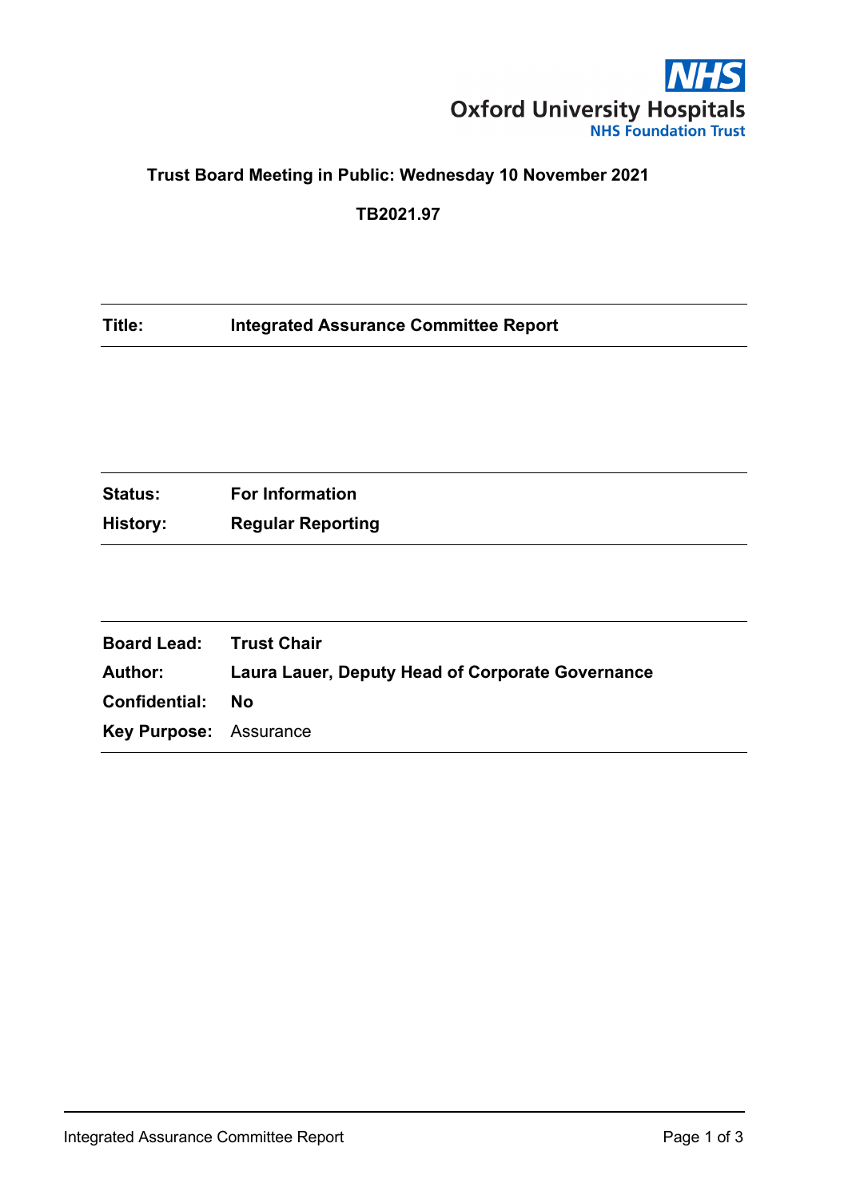**Trust Board Meeting in Public: Wednesday 10 November 2021**

**TB2021.97**

| | |
|---|---|
| **Title:** | **Integrated Assurance Committee Report** |

| | |
|---|---|
| **Status:** | **For Information** |
| **History:** | **Regular Reporting** |

| | |
|---|---|
| **Board Lead:** | **Trust Chair** |
| **Author:** | **Laura Lauer, Deputy Head of Corporate Governance** |
| **Confidential:** | **No** |
| **Key Purpose:** | Assurance |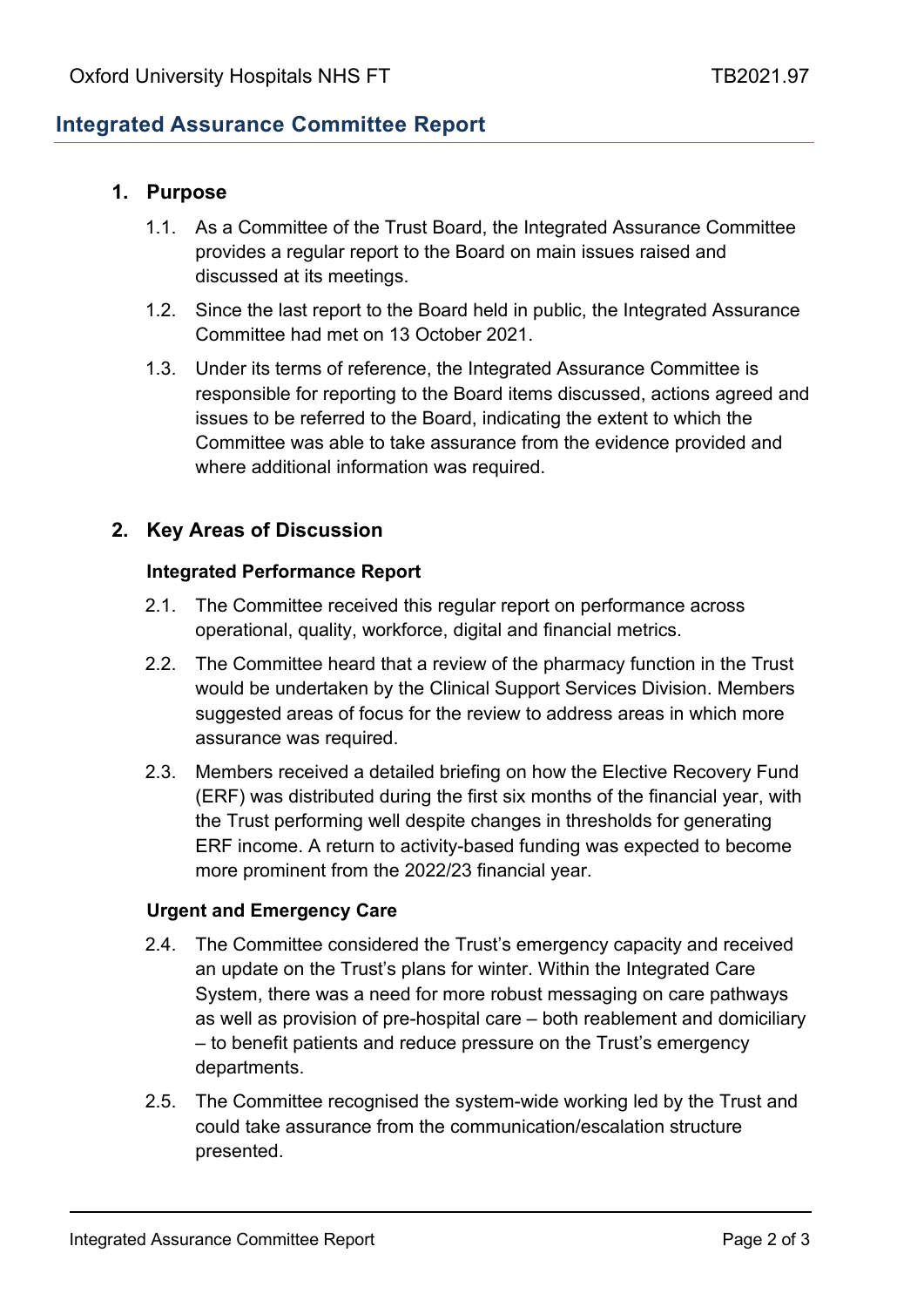## Integrated Assurance Committee Report

### 1. Purpose

1.1. As a Committee of the Trust Board, the Integrated Assurance Committee provides a regular report to the Board on main issues raised and discussed at its meetings.

1.2. Since the last report to the Board held in public, the Integrated Assurance Committee had met on 13 October 2021.

1.3. Under its terms of reference, the Integrated Assurance Committee is responsible for reporting to the Board items discussed, actions agreed and issues to be referred to the Board, indicating the extent to which the Committee was able to take assurance from the evidence provided and where additional information was required.

### 2. Key Areas of Discussion

#### Integrated Performance Report

2.1. The Committee received this regular report on performance across operational, quality, workforce, digital and financial metrics.

2.2. The Committee heard that a review of the pharmacy function in the Trust would be undertaken by the Clinical Support Services Division. Members suggested areas of focus for the review to address areas in which more assurance was required.

2.3. Members received a detailed briefing on how the Elective Recovery Fund (ERF) was distributed during the first six months of the financial year, with the Trust performing well despite changes in thresholds for generating ERF income. A return to activity-based funding was expected to become more prominent from the 2022/23 financial year.

#### Urgent and Emergency Care

2.4. The Committee considered the Trust's emergency capacity and received an update on the Trust's plans for winter. Within the Integrated Care System, there was a need for more robust messaging on care pathways as well as provision of pre-hospital care – both reablement and domiciliary – to benefit patients and reduce pressure on the Trust's emergency departments.

2.5. The Committee recognised the system-wide working led by the Trust and could take assurance from the communication/escalation structure presented.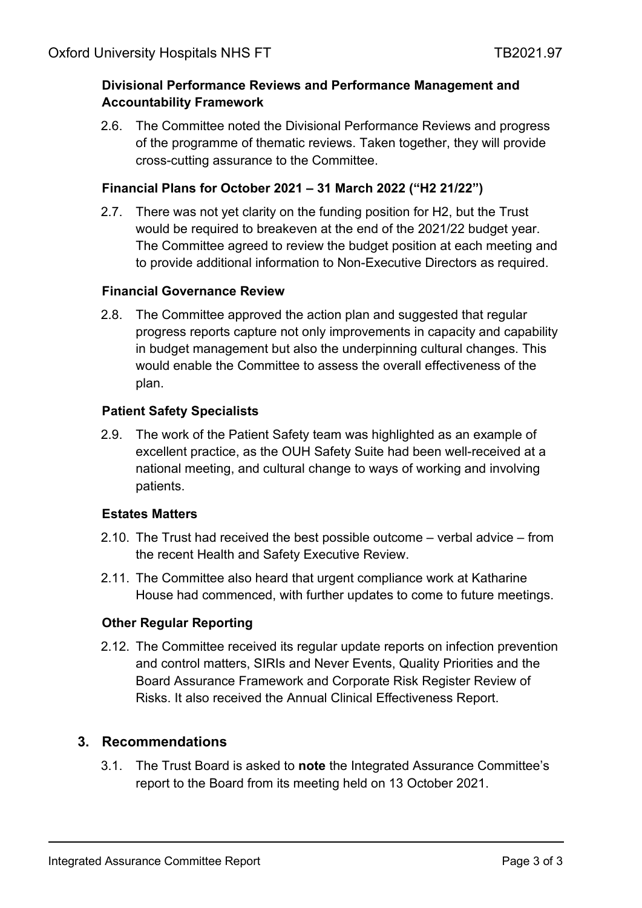**Divisional Performance Reviews and Performance Management and Accountability Framework**

2.6. The Committee noted the Divisional Performance Reviews and progress of the programme of thematic reviews. Taken together, they will provide cross-cutting assurance to the Committee.

**Financial Plans for October 2021 – 31 March 2022 ("H2 21/22")**

2.7. There was not yet clarity on the funding position for H2, but the Trust would be required to breakeven at the end of the 2021/22 budget year. The Committee agreed to review the budget position at each meeting and to provide additional information to Non-Executive Directors as required.

**Financial Governance Review**

2.8. The Committee approved the action plan and suggested that regular progress reports capture not only improvements in capacity and capability in budget management but also the underpinning cultural changes. This would enable the Committee to assess the overall effectiveness of the plan.

**Patient Safety Specialists**

2.9. The work of the Patient Safety team was highlighted as an example of excellent practice, as the OUH Safety Suite had been well-received at a national meeting, and cultural change to ways of working and involving patients.

**Estates Matters**

2.10. The Trust had received the best possible outcome – verbal advice – from the recent Health and Safety Executive Review.

2.11. The Committee also heard that urgent compliance work at Katharine House had commenced, with further updates to come to future meetings.

**Other Regular Reporting**

2.12. The Committee received its regular update reports on infection prevention and control matters, SIRIs and Never Events, Quality Priorities and the Board Assurance Framework and Corporate Risk Register Review of Risks. It also received the Annual Clinical Effectiveness Report.

## 3. Recommendations

3.1. The Trust Board is asked to **note** the Integrated Assurance Committee's report to the Board from its meeting held on 13 October 2021.